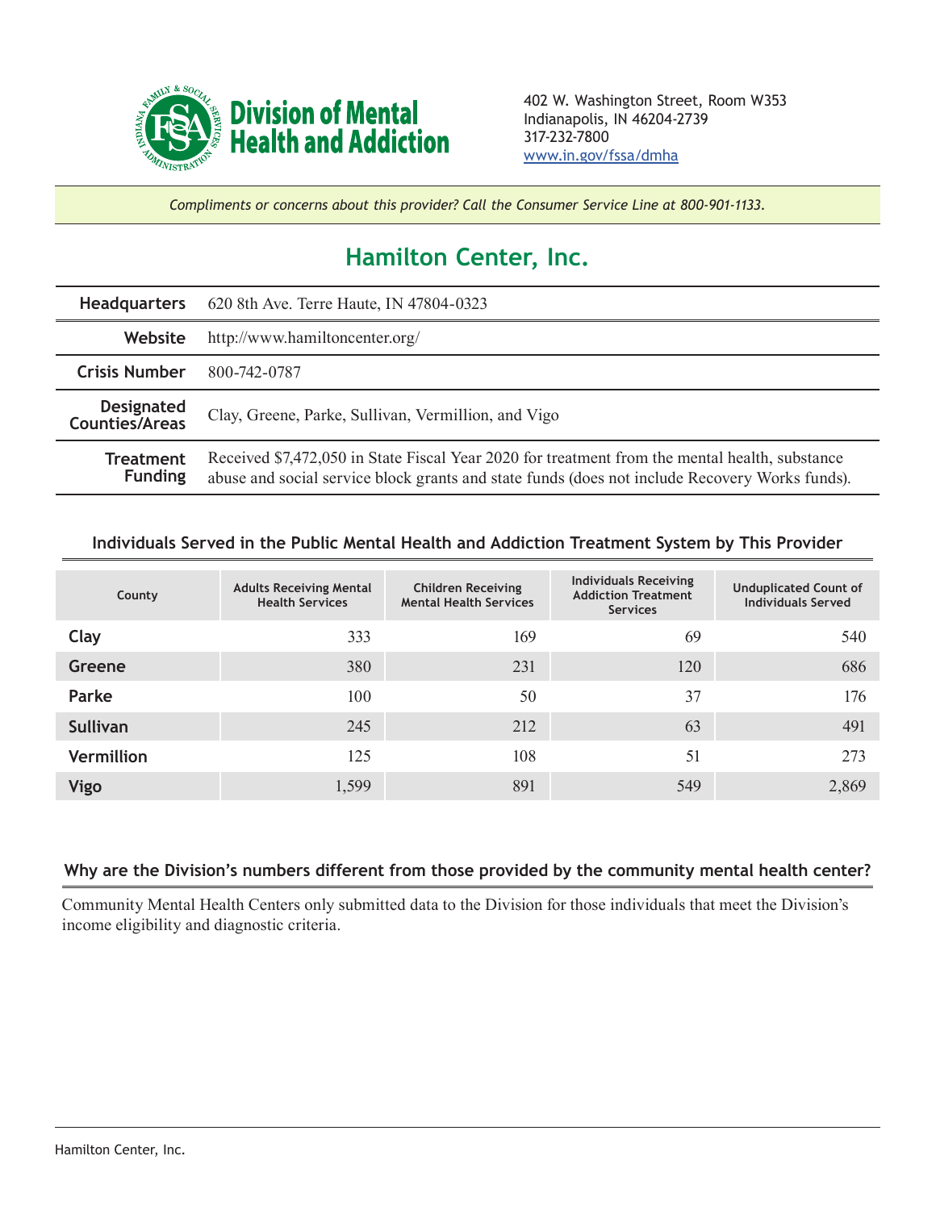**Division of Mental Health and Addiction**

402 W. Washington Street, Room W353
Indianapolis, IN 46204-2739
317-232-7800
www.in.gov/fssa/dmha

*Compliments or concerns about this provider? Call the Consumer Service Line at 800-901-1133.*

# Hamilton Center, Inc.

| | |
|---|---|
| **Headquarters** | 620 8th Ave. Terre Haute, IN 47804-0323 |
| **Website** | http://www.hamiltoncenter.org/ |
| **Crisis Number** | 800-742-0787 |
| **Designated Counties/Areas** | Clay, Greene, Parke, Sullivan, Vermillion, and Vigo |
| **Treatment Funding** | Received $7,472,050 in State Fiscal Year 2020 for treatment from the mental health, substance abuse and social service block grants and state funds (does not include Recovery Works funds). |

## Individuals Served in the Public Mental Health and Addiction Treatment System by This Provider

| County | Adults Receiving Mental Health Services | Children Receiving Mental Health Services | Individuals Receiving Addiction Treatment Services | Unduplicated Count of Individuals Served |
|---|---|---|---|---|
| **Clay** | 333 | 169 | 69 | 540 |
| **Greene** | 380 | 231 | 120 | 686 |
| **Parke** | 100 | 50 | 37 | 176 |
| **Sullivan** | 245 | 212 | 63 | 491 |
| **Vermillion** | 125 | 108 | 51 | 273 |
| **Vigo** | 1,599 | 891 | 549 | 2,869 |

## Why are the Division's numbers different from those provided by the community mental health center?

Community Mental Health Centers only submitted data to the Division for those individuals that meet the Division's income eligibility and diagnostic criteria.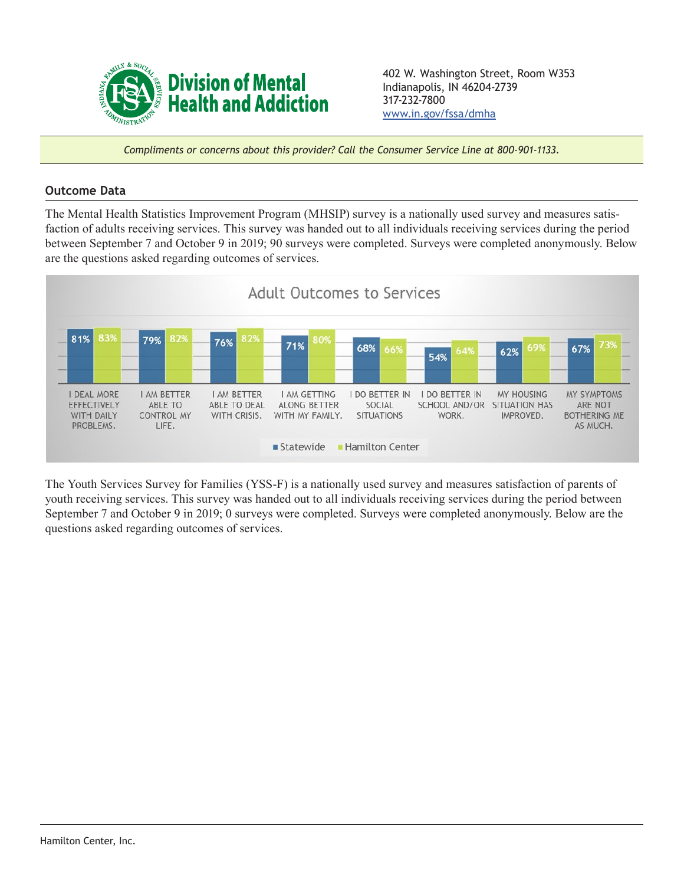Division of Mental Health and Addiction

402 W. Washington Street, Room W353
Indianapolis, IN 46204-2739
317-232-7800
www.in.gov/fssa/dmha

*Compliments or concerns about this provider? Call the Consumer Service Line at 800-901-1133.*

## Outcome Data

The Mental Health Statistics Improvement Program (MHSIP) survey is a nationally used survey and measures satisfaction of adults receiving services. This survey was handed out to all individuals receiving services during the period between September 7 and October 9 in 2019; 90 surveys were completed. Surveys were completed anonymously. Below are the questions asked regarding outcomes of services.

Adult Outcomes to Services

I DEAL MORE EFFECTIVELY WITH DAILY PROBLEMS. 81% 83%

I AM BETTER ABLE TO CONTROL MY LIFE. 79% 82%

I AM BETTER ABLE TO DEAL WITH CRISIS. 76% 82%

I AM GETTING ALONG BETTER WITH MY FAMILY. 71% 80%

I DO BETTER IN SOCIAL SITUATIONS 68% 66%

I DO BETTER IN SCHOOL AND/OR WORK. 54% 64%

MY HOUSING SITUATION HAS IMPROVED. 62% 69%

MY SYMPTOMS ARE NOT BOTHERING ME AS MUCH. 67% 73%

Statewide
Hamilton Center

The Youth Services Survey for Families (YSS-F) is a nationally used survey and measures satisfaction of parents of youth receiving services. This survey was handed out to all individuals receiving services during the period between September 7 and October 9 in 2019; 0 surveys were completed. Surveys were completed anonymously. Below are the questions asked regarding outcomes of services.